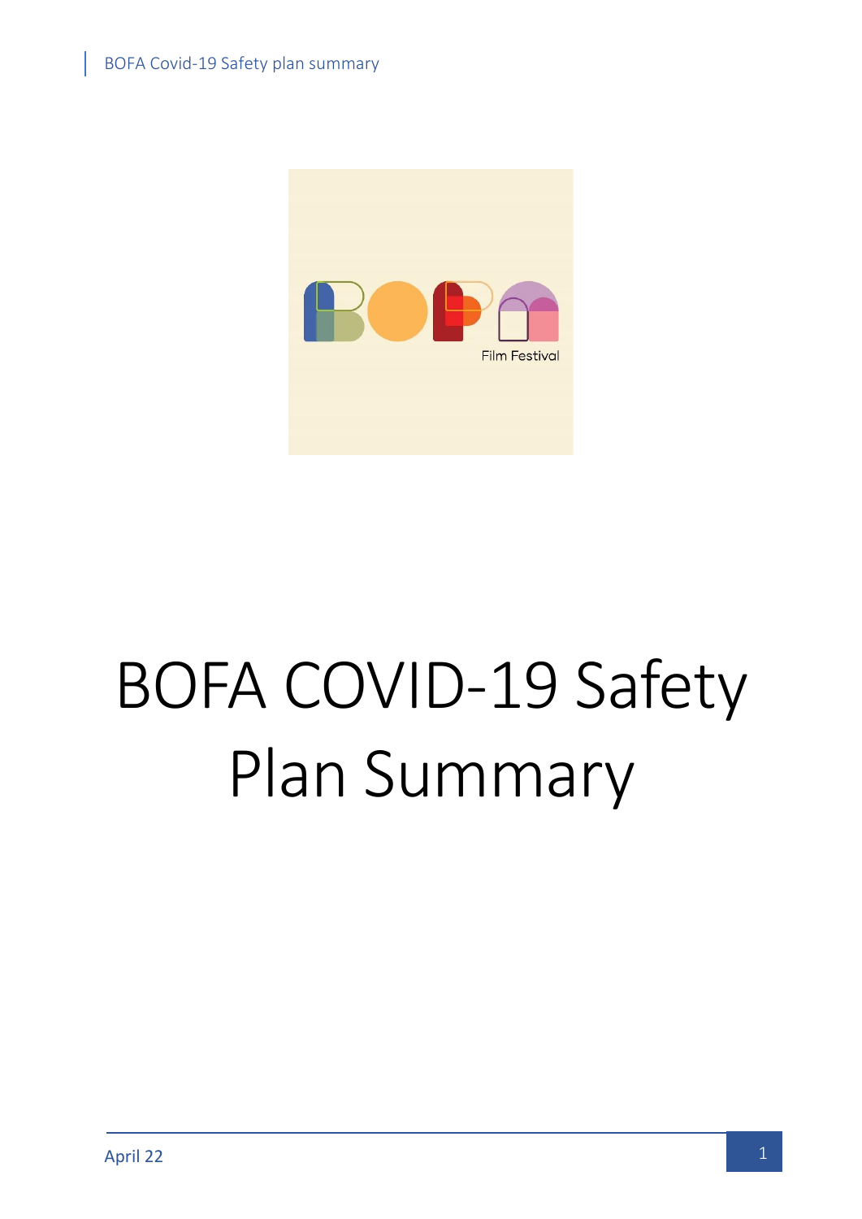# BOFA COVID-19 Safety Plan Summary

April 22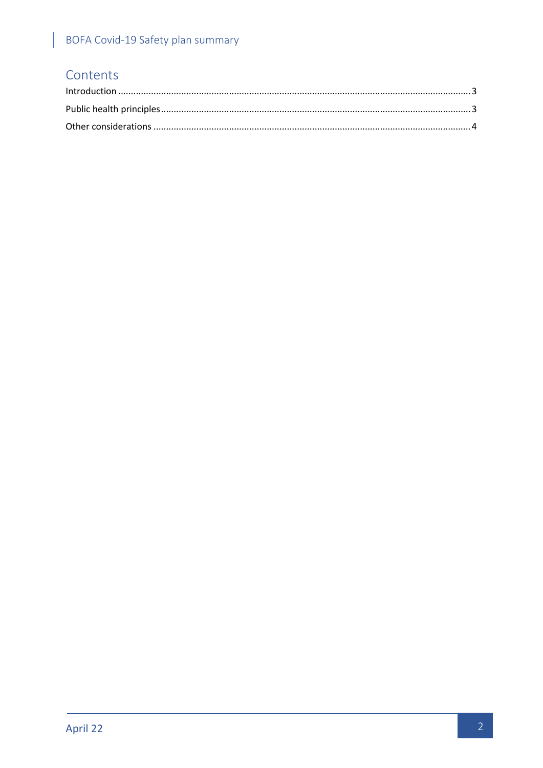# Contents

Introduction ........................................................................................................................................ 3

Public health principles ........................................................................................................................ 3

Other considerations ............................................................................................................................ 4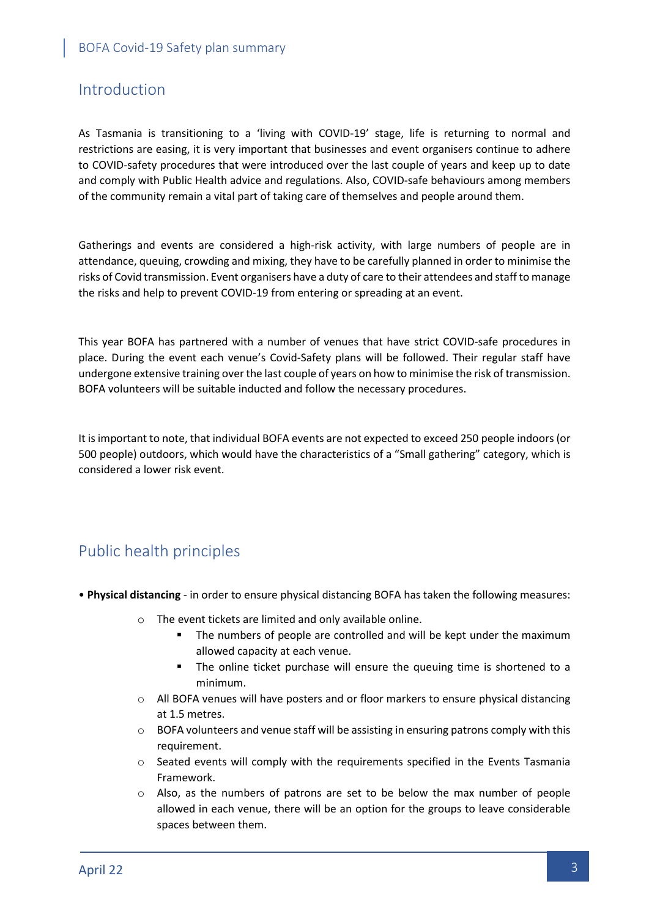## Introduction

As Tasmania is transitioning to a 'living with COVID-19' stage, life is returning to normal and restrictions are easing, it is very important that businesses and event organisers continue to adhere to COVID-safety procedures that were introduced over the last couple of years and keep up to date and comply with Public Health advice and regulations. Also, COVID-safe behaviours among members of the community remain a vital part of taking care of themselves and people around them.

Gatherings and events are considered a high-risk activity, with large numbers of people are in attendance, queuing, crowding and mixing, they have to be carefully planned in order to minimise the risks of Covid transmission. Event organisers have a duty of care to their attendees and staff to manage the risks and help to prevent COVID-19 from entering or spreading at an event.

This year BOFA has partnered with a number of venues that have strict COVID-safe procedures in place. During the event each venue's Covid-Safety plans will be followed. Their regular staff have undergone extensive training over the last couple of years on how to minimise the risk of transmission. BOFA volunteers will be suitable inducted and follow the necessary procedures.

It is important to note, that individual BOFA events are not expected to exceed 250 people indoors (or 500 people) outdoors, which would have the characteristics of a "Small gathering" category, which is considered a lower risk event.

## Public health principles

- **Physical distancing** - in order to ensure physical distancing BOFA has taken the following measures:
  - The event tickets are limited and only available online.
    - The numbers of people are controlled and will be kept under the maximum allowed capacity at each venue.
    - The online ticket purchase will ensure the queuing time is shortened to a minimum.
  - All BOFA venues will have posters and or floor markers to ensure physical distancing at 1.5 metres.
  - BOFA volunteers and venue staff will be assisting in ensuring patrons comply with this requirement.
  - Seated events will comply with the requirements specified in the Events Tasmania Framework.
  - Also, as the numbers of patrons are set to be below the max number of people allowed in each venue, there will be an option for the groups to leave considerable spaces between them.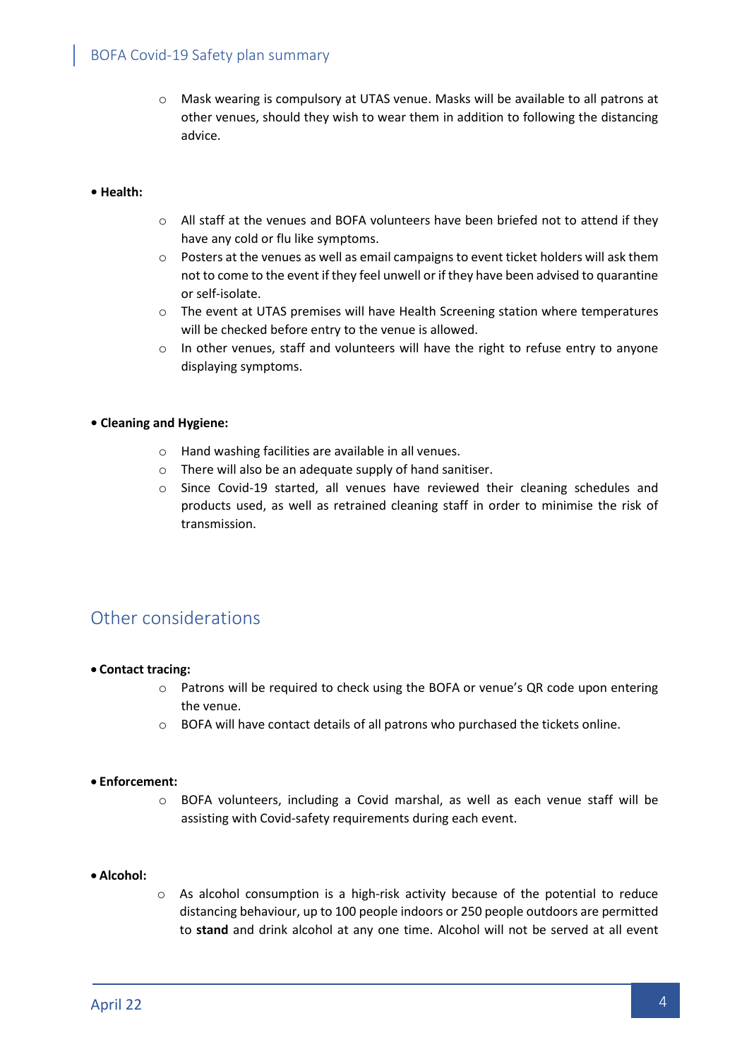- Mask wearing is compulsory at UTAS venue. Masks will be available to all patrons at other venues, should they wish to wear them in addition to following the distancing advice.

- **Health:**
  - All staff at the venues and BOFA volunteers have been briefed not to attend if they have any cold or flu like symptoms.
  - Posters at the venues as well as email campaigns to event ticket holders will ask them not to come to the event if they feel unwell or if they have been advised to quarantine or self-isolate.
  - The event at UTAS premises will have Health Screening station where temperatures will be checked before entry to the venue is allowed.
  - In other venues, staff and volunteers will have the right to refuse entry to anyone displaying symptoms.

- **Cleaning and Hygiene:**
  - Hand washing facilities are available in all venues.
  - There will also be an adequate supply of hand sanitiser.
  - Since Covid-19 started, all venues have reviewed their cleaning schedules and products used, as well as retrained cleaning staff in order to minimise the risk of transmission.

## Other considerations

- **Contact tracing:**
  - Patrons will be required to check using the BOFA or venue's QR code upon entering the venue.
  - BOFA will have contact details of all patrons who purchased the tickets online.

- **Enforcement:**
  - BOFA volunteers, including a Covid marshal, as well as each venue staff will be assisting with Covid-safety requirements during each event.

- **Alcohol:**
  - As alcohol consumption is a high-risk activity because of the potential to reduce distancing behaviour, up to 100 people indoors or 250 people outdoors are permitted to **stand** and drink alcohol at any one time. Alcohol will not be served at all event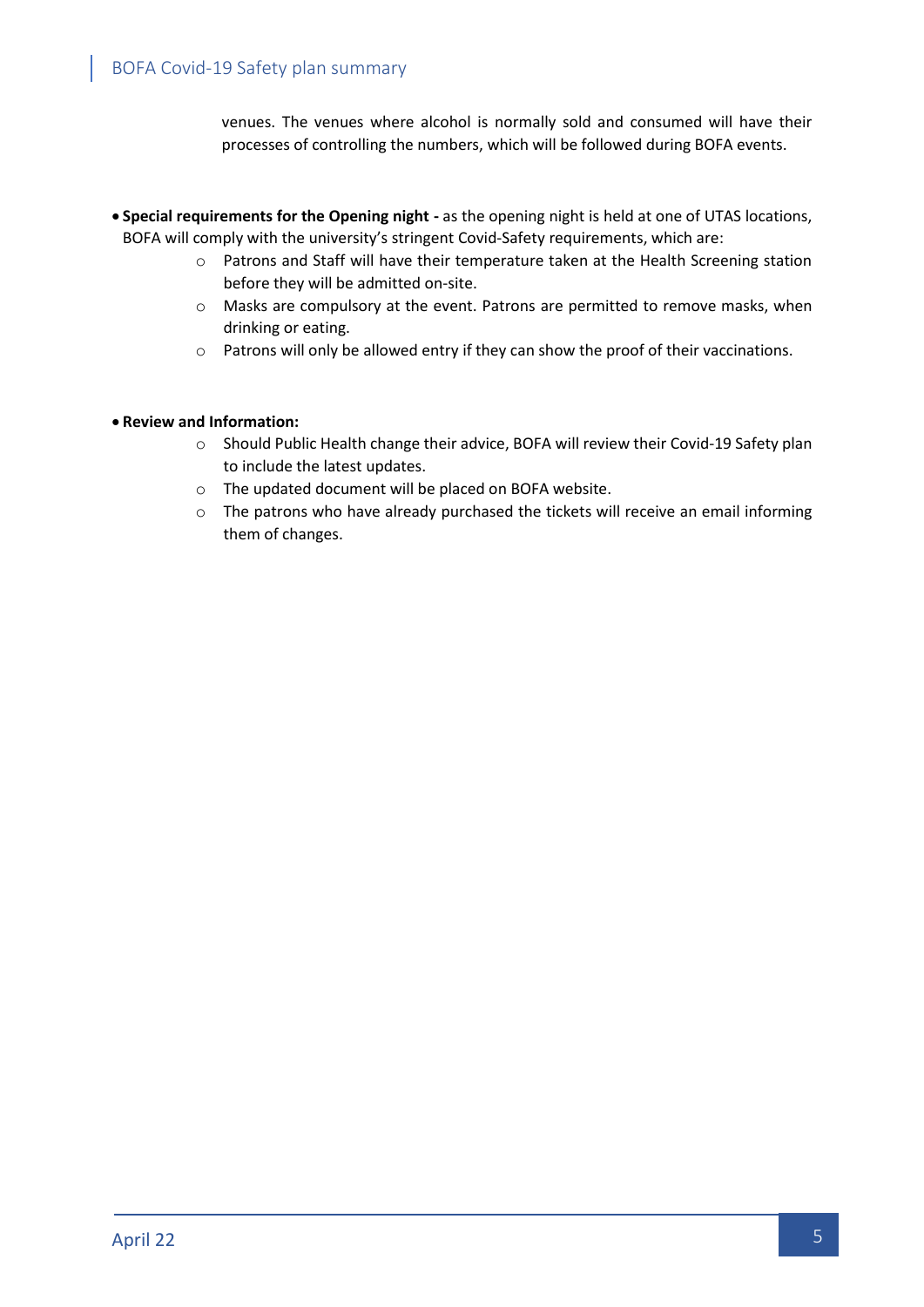venues. The venues where alcohol is normally sold and consumed will have their processes of controlling the numbers, which will be followed during BOFA events.

- **Special requirements for the Opening night -** as the opening night is held at one of UTAS locations, BOFA will comply with the university's stringent Covid-Safety requirements, which are:
  - Patrons and Staff will have their temperature taken at the Health Screening station before they will be admitted on-site.
  - Masks are compulsory at the event. Patrons are permitted to remove masks, when drinking or eating.
  - Patrons will only be allowed entry if they can show the proof of their vaccinations.

- **Review and Information:**
  - Should Public Health change their advice, BOFA will review their Covid-19 Safety plan to include the latest updates.
  - The updated document will be placed on BOFA website.
  - The patrons who have already purchased the tickets will receive an email informing them of changes.